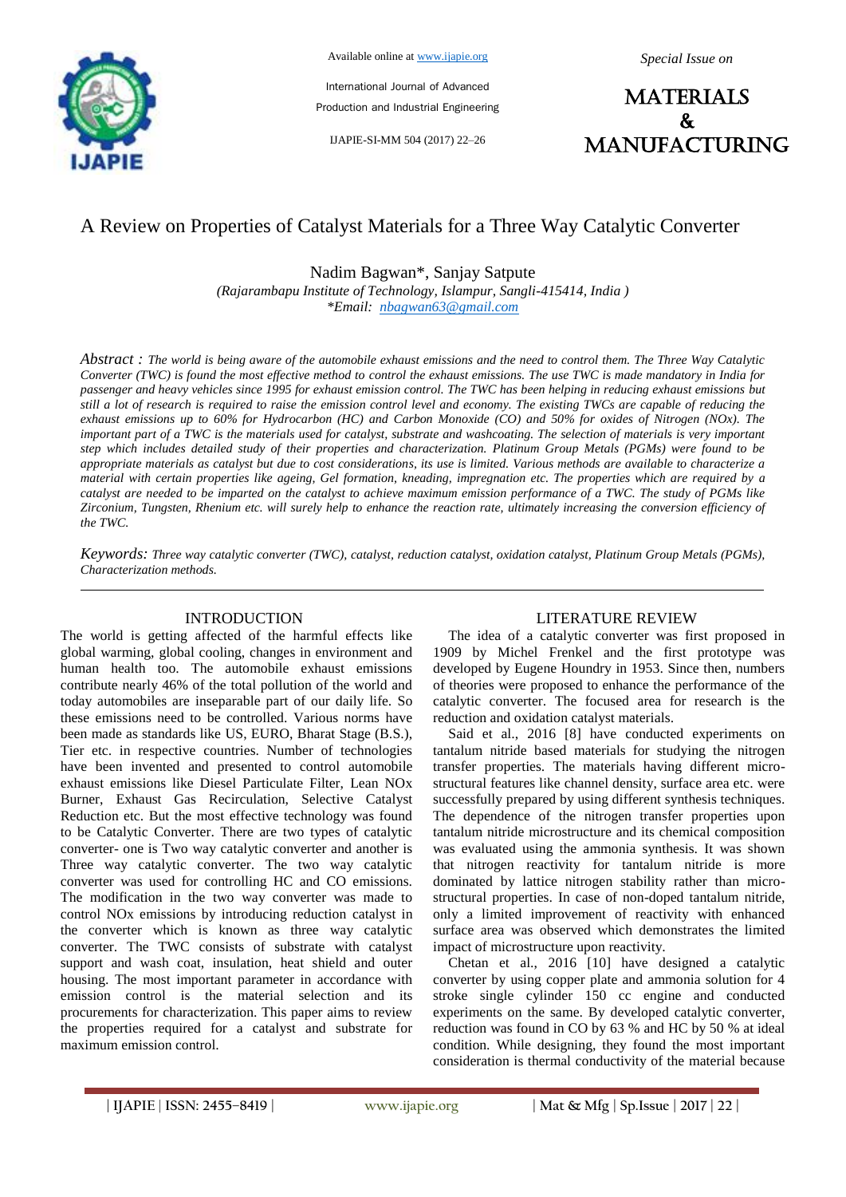# A Review on Properties of Catalyst Materials for a Three Way Catalytic Converter

Nadim Bagwan*, Sanjay Satpute

*(Rajarambapu Institute of Technology, Islampur, Sangli-415414, India )*

*\*Email: nbagwan63@gmail.com*

*Abstract : The world is being aware of the automobile exhaust emissions and the need to control them. The Three Way Catalytic Converter (TWC) is found the most effective method to control the exhaust emissions. The use TWC is made mandatory in India for passenger and heavy vehicles since 1995 for exhaust emission control. The TWC has been helping in reducing exhaust emissions but still a lot of research is required to raise the emission control level and economy. The existing TWCs are capable of reducing the exhaust emissions up to 60% for Hydrocarbon (HC) and Carbon Monoxide (CO) and 50% for oxides of Nitrogen (NOx). The important part of a TWC is the materials used for catalyst, substrate and washcoating. The selection of materials is very important step which includes detailed study of their properties and characterization. Platinum Group Metals (PGMs) were found to be appropriate materials as catalyst but due to cost considerations, its use is limited. Various methods are available to characterize a material with certain properties like ageing, Gel formation, kneading, impregnation etc. The properties which are required by a catalyst are needed to be imparted on the catalyst to achieve maximum emission performance of a TWC. The study of PGMs like Zirconium, Tungsten, Rhenium etc. will surely help to enhance the reaction rate, ultimately increasing the conversion efficiency of the TWC.*

*Keywords: Three way catalytic converter (TWC), catalyst, reduction catalyst, oxidation catalyst, Platinum Group Metals (PGMs), Characterization methods.*

## INTRODUCTION

The world is getting affected of the harmful effects like global warming, global cooling, changes in environment and human health too. The automobile exhaust emissions contribute nearly 46% of the total pollution of the world and today automobiles are inseparable part of our daily life. So these emissions need to be controlled. Various norms have been made as standards like US, EURO, Bharat Stage (B.S.), Tier etc. in respective countries. Number of technologies have been invented and presented to control automobile exhaust emissions like Diesel Particulate Filter, Lean NOx Burner, Exhaust Gas Recirculation, Selective Catalyst Reduction etc. But the most effective technology was found to be Catalytic Converter. There are two types of catalytic converter- one is Two way catalytic converter and another is Three way catalytic converter. The two way catalytic converter was used for controlling HC and CO emissions. The modification in the two way converter was made to control NOx emissions by introducing reduction catalyst in the converter which is known as three way catalytic converter. The TWC consists of substrate with catalyst support and wash coat, insulation, heat shield and outer housing. The most important parameter in accordance with emission control is the material selection and its procurements for characterization. This paper aims to review the properties required for a catalyst and substrate for maximum emission control.

## LITERATURE REVIEW

The idea of a catalytic converter was first proposed in 1909 by Michel Frenkel and the first prototype was developed by Eugene Houndry in 1953. Since then, numbers of theories were proposed to enhance the performance of the catalytic converter. The focused area for research is the reduction and oxidation catalyst materials.

Said et al., 2016 [8] have conducted experiments on tantalum nitride based materials for studying the nitrogen transfer properties. The materials having different micro-structural features like channel density, surface area etc. were successfully prepared by using different synthesis techniques. The dependence of the nitrogen transfer properties upon tantalum nitride microstructure and its chemical composition was evaluated using the ammonia synthesis. It was shown that nitrogen reactivity for tantalum nitride is more dominated by lattice nitrogen stability rather than micro-structural properties. In case of non-doped tantalum nitride, only a limited improvement of reactivity with enhanced surface area was observed which demonstrates the limited impact of microstructure upon reactivity.

Chetan et al., 2016 [10] have designed a catalytic converter by using copper plate and ammonia solution for 4 stroke single cylinder 150 cc engine and conducted experiments on the same. By developed catalytic converter, reduction was found in CO by 63 % and HC by 50 % at ideal condition. While designing, they found the most important consideration is thermal conductivity of the material because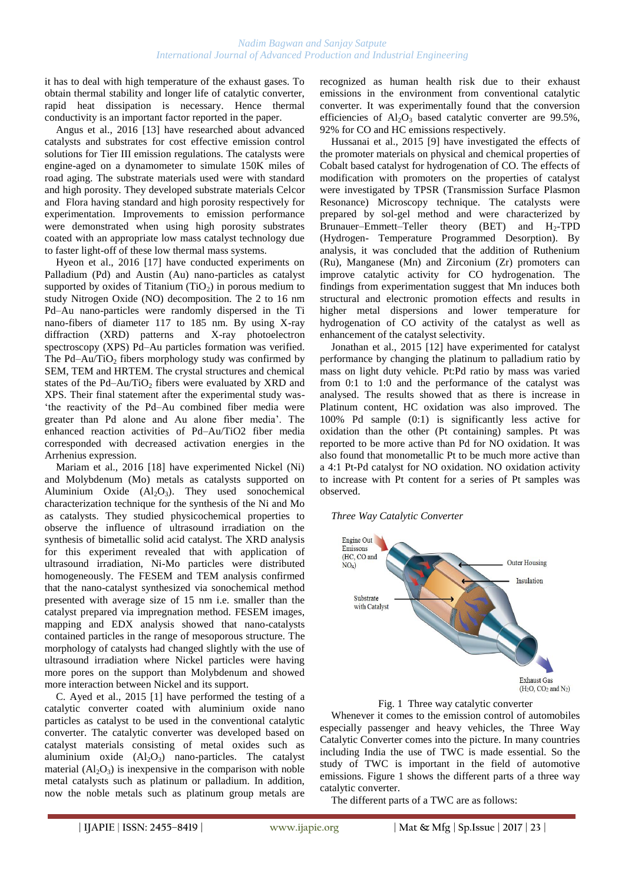it has to deal with high temperature of the exhaust gases. To obtain thermal stability and longer life of catalytic converter, rapid heat dissipation is necessary. Hence thermal conductivity is an important factor reported in the paper.

Angus et al., 2016 [13] have researched about advanced catalysts and substrates for cost effective emission control solutions for Tier III emission regulations. The catalysts were engine-aged on a dynamometer to simulate 150K miles of road aging. The substrate materials used were with standard and high porosity. They developed substrate materials Celcor and Flora having standard and high porosity respectively for experimentation. Improvements to emission performance were demonstrated when using high porosity substrates coated with an appropriate low mass catalyst technology due to faster light-off of these low thermal mass systems.

Hyeon et al., 2016 [17] have conducted experiments on Palladium (Pd) and Austin (Au) nano-particles as catalyst supported by oxides of Titanium ($TiO_2$) in porous medium to study Nitrogen Oxide (NO) decomposition. The 2 to 16 nm Pd–Au nano-particles were randomly dispersed in the Ti nano-fibers of diameter 117 to 185 nm. By using X-ray diffraction (XRD) patterns and X-ray photoelectron spectroscopy (XPS) Pd–Au particles formation was verified. The Pd–Au/$TiO_2$ fibers morphology study was confirmed by SEM, TEM and HRTEM. The crystal structures and chemical states of the Pd–Au/$TiO_2$ fibers were evaluated by XRD and XPS. Their final statement after the experimental study was- 'the reactivity of the Pd–Au combined fiber media were greater than Pd alone and Au alone fiber media'. The enhanced reaction activities of Pd–Au/TiO2 fiber media corresponded with decreased activation energies in the Arrhenius expression.

Mariam et al., 2016 [18] have experimented Nickel (Ni) and Molybdenum (Mo) metals as catalysts supported on Aluminium Oxide ($Al_2O_3$). They used sonochemical characterization technique for the synthesis of the Ni and Mo as catalysts. They studied physicochemical properties to observe the influence of ultrasound irradiation on the synthesis of bimetallic solid acid catalyst. The XRD analysis for this experiment revealed that with application of ultrasound irradiation, Ni-Mo particles were distributed homogeneously. The FESEM and TEM analysis confirmed that the nano-catalyst synthesized via sonochemical method presented with average size of 15 nm i.e. smaller than the catalyst prepared via impregnation method. FESEM images, mapping and EDX analysis showed that nano-catalysts contained particles in the range of mesoporous structure. The morphology of catalysts had changed slightly with the use of ultrasound irradiation where Nickel particles were having more pores on the support than Molybdenum and showed more interaction between Nickel and its support.

C. Ayed et al., 2015 [1] have performed the testing of a catalytic converter coated with aluminium oxide nano particles as catalyst to be used in the conventional catalytic converter. The catalytic converter was developed based on catalyst materials consisting of metal oxides such as aluminium oxide ($Al_2O_3$) nano-particles. The catalyst material ($Al_2O_3$) is inexpensive in the comparison with noble metal catalysts such as platinum or palladium. In addition, now the noble metals such as platinum group metals are recognized as human health risk due to their exhaust emissions in the environment from conventional catalytic converter. It was experimentally found that the conversion efficiencies of $Al_2O_3$ based catalytic converter are 99.5%, 92% for CO and HC emissions respectively.

Hussanai et al., 2015 [9] have investigated the effects of the promoter materials on physical and chemical properties of Cobalt based catalyst for hydrogenation of CO. The effects of modification with promoters on the properties of catalyst were investigated by TPSR (Transmission Surface Plasmon Resonance) Microscopy technique. The catalysts were prepared by sol-gel method and were characterized by Brunauer–Emmett–Teller theory (BET) and $H_2$-TPD (Hydrogen- Temperature Programmed Desorption). By analysis, it was concluded that the addition of Ruthenium (Ru), Manganese (Mn) and Zirconium (Zr) promoters can improve catalytic activity for CO hydrogenation. The findings from experimentation suggest that Mn induces both structural and electronic promotion effects and results in higher metal dispersions and lower temperature for hydrogenation of CO activity of the catalyst as well as enhancement of the catalyst selectivity.

Jonathan et al., 2015 [12] have experimented for catalyst performance by changing the platinum to palladium ratio by mass on light duty vehicle. Pt:Pd ratio by mass was varied from 0:1 to 1:0 and the performance of the catalyst was analysed. The results showed that as there is increase in Platinum content, HC oxidation was also improved. The 100% Pd sample (0:1) is significantly less active for oxidation than the other (Pt containing) samples. Pt was reported to be more active than Pd for NO oxidation. It was also found that monometallic Pt to be much more active than a 4:1 Pt-Pd catalyst for NO oxidation. NO oxidation activity to increase with Pt content for a series of Pt samples was observed.

*Three Way Catalytic Converter*

Fig. 1 Three way catalytic converter

Whenever it comes to the emission control of automobiles especially passenger and heavy vehicles, the Three Way Catalytic Converter comes into the picture. In many countries including India the use of TWC is made essential. So the study of TWC is important in the field of automotive emissions. Figure 1 shows the different parts of a three way catalytic converter.

The different parts of a TWC are as follows: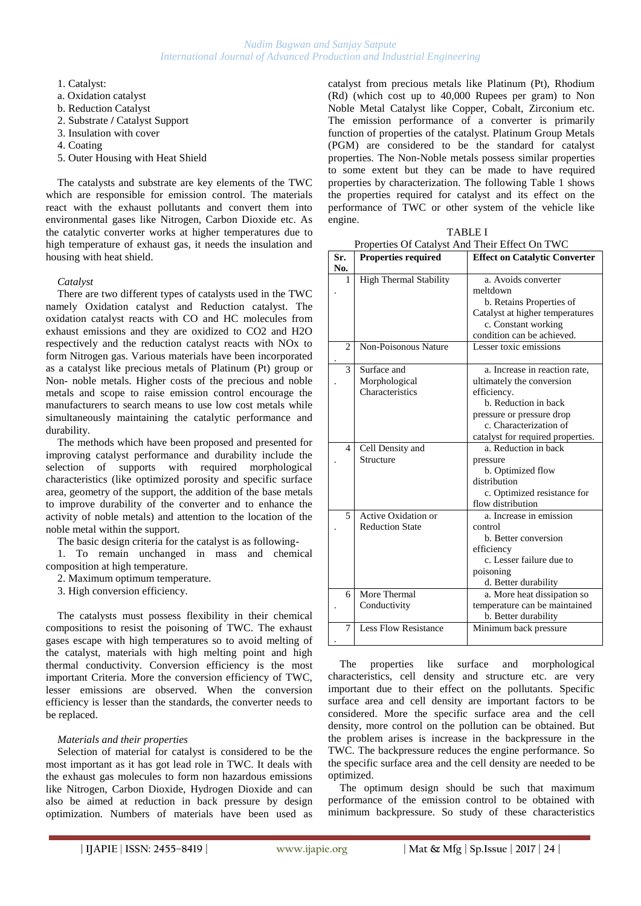1. Catalyst:
a. Oxidation catalyst
b. Reduction Catalyst
2. Substrate / Catalyst Support
3. Insulation with cover
4. Coating
5. Outer Housing with Heat Shield

The catalysts and substrate are key elements of the TWC which are responsible for emission control. The materials react with the exhaust pollutants and convert them into environmental gases like Nitrogen, Carbon Dioxide etc. As the catalytic converter works at higher temperatures due to high temperature of exhaust gas, it needs the insulation and housing with heat shield.

*Catalyst*

There are two different types of catalysts used in the TWC namely Oxidation catalyst and Reduction catalyst. The oxidation catalyst reacts with CO and HC molecules from exhaust emissions and they are oxidized to CO2 and H2O respectively and the reduction catalyst reacts with NOx to form Nitrogen gas. Various materials have been incorporated as a catalyst like precious metals of Platinum (Pt) group or Non- noble metals. Higher costs of the precious and noble metals and scope to raise emission control encourage the manufacturers to search means to use low cost metals while simultaneously maintaining the catalytic performance and durability.

The methods which have been proposed and presented for improving catalyst performance and durability include the selection of supports with required morphological characteristics (like optimized porosity and specific surface area, geometry of the support, the addition of the base metals to improve durability of the converter and to enhance the activity of noble metals) and attention to the location of the noble metal within the support.

The basic design criteria for the catalyst is as following-

1. To remain unchanged in mass and chemical composition at high temperature.
2. Maximum optimum temperature.
3. High conversion efficiency.

The catalysts must possess flexibility in their chemical compositions to resist the poisoning of TWC. The exhaust gases escape with high temperatures so to avoid melting of the catalyst, materials with high melting point and high thermal conductivity. Conversion efficiency is the most important Criteria. More the conversion efficiency of TWC, lesser emissions are observed. When the conversion efficiency is lesser than the standards, the converter needs to be replaced.

*Materials and their properties*

Selection of material for catalyst is considered to be the most important as it has got lead role in TWC. It deals with the exhaust gas molecules to form non hazardous emissions like Nitrogen, Carbon Dioxide, Hydrogen Dioxide and can also be aimed at reduction in back pressure by design optimization. Numbers of materials have been used as catalyst from precious metals like Platinum (Pt), Rhodium (Rd) (which cost up to 40,000 Rupees per gram) to Non Noble Metal Catalyst like Copper, Cobalt, Zirconium etc. The emission performance of a converter is primarily function of properties of the catalyst. Platinum Group Metals (PGM) are considered to be the standard for catalyst properties. The Non-Noble metals possess similar properties to some extent but they can be made to have required properties by characterization. The following Table 1 shows the properties required for catalyst and its effect on the performance of TWC or other system of the vehicle like engine.

TABLE I
Properties Of Catalyst And Their Effect On TWC

| Sr. No. | Properties required | Effect on Catalytic Converter |
|---|---|---|
| 1. | High Thermal Stability | a. Avoids converter meltdown<br>b. Retains Properties of Catalyst at higher temperatures<br>c. Constant working condition can be achieved. |
| 2. | Non-Poisonous Nature | Lesser toxic emissions |
| 3. | Surface and Morphological Characteristics | a. Increase in reaction rate, ultimately the conversion efficiency.<br>b. Reduction in back pressure or pressure drop<br>c. Characterization of catalyst for required properties. |
| 4. | Cell Density and Structure | a. Reduction in back pressure<br>b. Optimized flow distribution<br>c. Optimized resistance for flow distribution |
| 5. | Active Oxidation or Reduction State | a. Increase in emission control<br>b. Better conversion efficiency<br>c. Lesser failure due to poisoning<br>d. Better durability |
| 6. | More Thermal Conductivity | a. More heat dissipation so temperature can be maintained<br>b. Better durability |
| 7. | Less Flow Resistance | Minimum back pressure |

The properties like surface and morphological characteristics, cell density and structure etc. are very important due to their effect on the pollutants. Specific surface area and cell density are important factors to be considered. More the specific surface area and the cell density, more control on the pollution can be obtained. But the problem arises is increase in the backpressure in the TWC. The backpressure reduces the engine performance. So the specific surface area and the cell density are needed to be optimized.

The optimum design should be such that maximum performance of the emission control to be obtained with minimum backpressure. So study of these characteristics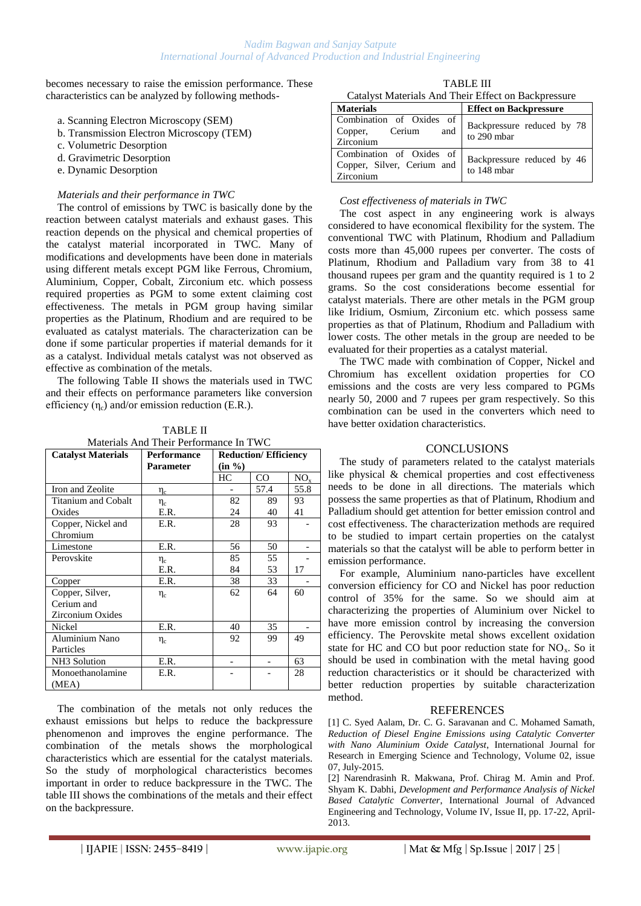becomes necessary to raise the emission performance. These characteristics can be analyzed by following methods-

a. Scanning Electron Microscopy (SEM)
b. Transmission Electron Microscopy (TEM)
c. Volumetric Desorption
d. Gravimetric Desorption
e. Dynamic Desorption

*Materials and their performance in TWC*

The control of emissions by TWC is basically done by the reaction between catalyst materials and exhaust gases. This reaction depends on the physical and chemical properties of the catalyst material incorporated in TWC. Many of modifications and developments have been done in materials using different metals except PGM like Ferrous, Chromium, Aluminium, Copper, Cobalt, Zirconium etc. which possess required properties as PGM to some extent claiming cost effectiveness. The metals in PGM group having similar properties as the Platinum, Rhodium and are required to be evaluated as catalyst materials. The characterization can be done if some particular properties if material demands for it as a catalyst. Individual metals catalyst was not observed as effective as combination of the metals.

The following Table II shows the materials used in TWC and their effects on performance parameters like conversion efficiency ($\eta_c$) and/or emission reduction (E.R.).

TABLE II
Materials And Their Performance In TWC

| Catalyst Materials | Performance Parameter | Reduction/ Efficiency (in %) | | |
|---|---|---|---|---|
| | | HC | CO | $NO_x$ |
| Iron and Zeolite | $\eta_c$ | - | 57.4 | 55.8 |
| Titanium and Cobalt Oxides | $\eta_c$<br>E.R. | 82<br>24 | 89<br>40 | 93<br>41 |
| Copper, Nickel and Chromium | E.R. | 28 | 93 | - |
| Limestone | E.R. | 56 | 50 | - |
| Perovskite | $\eta_c$<br>E.R. | 85<br>84 | 55<br>53 | -<br>17 |
| Copper | E.R. | 38 | 33 | - |
| Copper, Silver, Cerium and Zirconium Oxides | $\eta_c$ | 62 | 64 | 60 |
| Nickel | E.R. | 40 | 35 | - |
| Aluminium Nano Particles | $\eta_c$ | 92 | 99 | 49 |
| NH3 Solution | E.R. | - | - | 63 |
| Monoethanolamine (MEA) | E.R. | - | - | 28 |

The combination of the metals not only reduces the exhaust emissions but helps to reduce the backpressure phenomenon and improves the engine performance. The combination of the metals shows the morphological characteristics which are essential for the catalyst materials. So the study of morphological characteristics becomes important in order to reduce backpressure in the TWC. The table III shows the combinations of the metals and their effect on the backpressure.

TABLE III
Catalyst Materials And Their Effect on Backpressure

| Materials | Effect on Backpressure |
|---|---|
| Combination of Oxides of Copper, Cerium and Zirconium | Backpressure reduced by 78 to 290 mbar |
| Combination of Oxides of Copper, Silver, Cerium and Zirconium | Backpressure reduced by 46 to 148 mbar |

*Cost effectiveness of materials in TWC*

The cost aspect in any engineering work is always considered to have economical flexibility for the system. The conventional TWC with Platinum, Rhodium and Palladium costs more than 45,000 rupees per converter. The costs of Platinum, Rhodium and Palladium vary from 38 to 41 thousand rupees per gram and the quantity required is 1 to 2 grams. So the cost considerations become essential for catalyst materials. There are other metals in the PGM group like Iridium, Osmium, Zirconium etc. which possess same properties as that of Platinum, Rhodium and Palladium with lower costs. The other metals in the group are needed to be evaluated for their properties as a catalyst material.

The TWC made with combination of Copper, Nickel and Chromium has excellent oxidation properties for CO emissions and the costs are very less compared to PGMs nearly 50, 2000 and 7 rupees per gram respectively. So this combination can be used in the converters which need to have better oxidation characteristics.

## CONCLUSIONS

The study of parameters related to the catalyst materials like physical & chemical properties and cost effectiveness needs to be done in all directions. The materials which possess the same properties as that of Platinum, Rhodium and Palladium should get attention for better emission control and cost effectiveness. The characterization methods are required to be studied to impart certain properties on the catalyst materials so that the catalyst will be able to perform better in emission performance.

For example, Aluminium nano-particles have excellent conversion efficiency for CO and Nickel has poor reduction control of 35% for the same. So we should aim at characterizing the properties of Aluminium over Nickel to have more emission control by increasing the conversion efficiency. The Perovskite metal shows excellent oxidation state for HC and CO but poor reduction state for $NO_x$. So it should be used in combination with the metal having good reduction characteristics or it should be characterized with better reduction properties by suitable characterization method.

## REFERENCES

[1] C. Syed Aalam, Dr. C. G. Saravanan and C. Mohamed Samath, *Reduction of Diesel Engine Emissions using Catalytic Converter with Nano Aluminium Oxide Catalyst*, International Journal for Research in Emerging Science and Technology, Volume 02, issue 07, July-2015.

[2] Narendrasinh R. Makwana, Prof. Chirag M. Amin and Prof. Shyam K. Dabhi, *Development and Performance Analysis of Nickel Based Catalytic Converter*, International Journal of Advanced Engineering and Technology, Volume IV, Issue II, pp. 17-22, April-2013.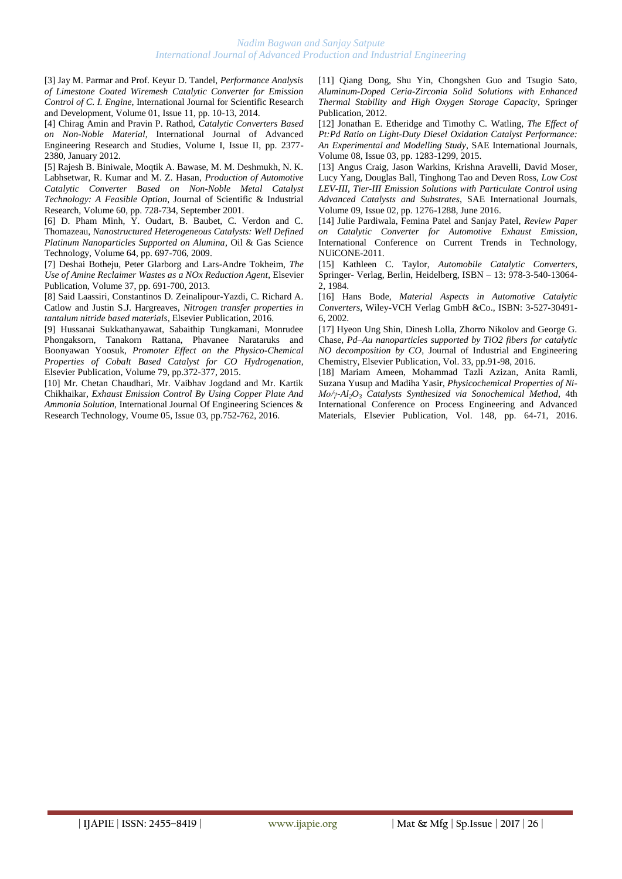[3] Jay M. Parmar and Prof. Keyur D. Tandel, *Performance Analysis of Limestone Coated Wiremesh Catalytic Converter for Emission Control of C. I. Engine*, International Journal for Scientific Research and Development, Volume 01, Issue 11, pp. 10-13, 2014.

[4] Chirag Amin and Pravin P. Rathod, *Catalytic Converters Based on Non-Noble Material*, International Journal of Advanced Engineering Research and Studies, Volume I, Issue II, pp. 2377-2380, January 2012.

[5] Rajesh B. Biniwale, Moqtik A. Bawase, M. M. Deshmukh, N. K. Labhsetwar, R. Kumar and M. Z. Hasan, *Production of Automotive Catalytic Converter Based on Non-Noble Metal Catalyst Technology: A Feasible Option*, Journal of Scientific & Industrial Research, Volume 60, pp. 728-734, September 2001.

[6] D. Pham Minh, Y. Oudart, B. Baubet, C. Verdon and C. Thomazeau, *Nanostructured Heterogeneous Catalysts: Well Defined Platinum Nanoparticles Supported on Alumina*, Oil & Gas Science Technology, Volume 64, pp. 697-706, 2009.

[7] Deshai Botheju, Peter Glarborg and Lars-Andre Tokheim, *The Use of Amine Reclaimer Wastes as a NOx Reduction Agent*, Elsevier Publication, Volume 37, pp. 691-700, 2013.

[8] Said Laassiri, Constantinos D. Zeinalipour-Yazdi, C. Richard A. Catlow and Justin S.J. Hargreaves, *Nitrogen transfer properties in tantalum nitride based materials*, Elsevier Publication, 2016.

[9] Hussanai Sukkathanyawat, Sabaithip Tungkamani, Monrudee Phongaksorn, Tanakorn Rattana, Phavanee Narataruks and Boonyawan Yoosuk, *Promoter Effect on the Physico-Chemical Properties of Cobalt Based Catalyst for CO Hydrogenation*, Elsevier Publication, Volume 79, pp.372-377, 2015.

[10] Mr. Chetan Chaudhari, Mr. Vaibhav Jogdand and Mr. Kartik Chikhaikar, *Exhaust Emission Control By Using Copper Plate And Ammonia Solution*, International Journal Of Engineering Sciences & Research Technology, Voume 05, Issue 03, pp.752-762, 2016.

[11] Qiang Dong, Shu Yin, Chongshen Guo and Tsugio Sato, *Aluminum-Doped Ceria-Zirconia Solid Solutions with Enhanced Thermal Stability and High Oxygen Storage Capacity*, Springer Publication, 2012.

[12] Jonathan E. Etheridge and Timothy C. Watling, *The Effect of Pt:Pd Ratio on Light-Duty Diesel Oxidation Catalyst Performance: An Experimental and Modelling Study*, SAE International Journals, Volume 08, Issue 03, pp. 1283-1299, 2015.

[13] Angus Craig, Jason Warkins, Krishna Aravelli, David Moser, Lucy Yang, Douglas Ball, Tinghong Tao and Deven Ross, *Low Cost LEV-III, Tier-III Emission Solutions with Particulate Control using Advanced Catalysts and Substrates*, SAE International Journals, Volume 09, Issue 02, pp. 1276-1288, June 2016.

[14] Julie Pardiwala, Femina Patel and Sanjay Patel, *Review Paper on Catalytic Converter for Automotive Exhaust Emission*, International Conference on Current Trends in Technology, NUiCONE-2011.

[15] Kathleen C. Taylor, *Automobile Catalytic Converters*, Springer- Verlag, Berlin, Heidelberg, ISBN – 13: 978-3-540-13064-2, 1984.

[16] Hans Bode, *Material Aspects in Automotive Catalytic Converters*, Wiley-VCH Verlag GmbH &Co., ISBN: 3-527-30491-6, 2002.

[17] Hyeon Ung Shin, Dinesh Lolla, Zhorro Nikolov and George G. Chase, *Pd–Au nanoparticles supported by TiO2 fibers for catalytic NO decomposition by CO*, Journal of Industrial and Engineering Chemistry, Elsevier Publication, Vol. 33, pp.91-98, 2016.

[18] Mariam Ameen, Mohammad Tazli Azizan, Anita Ramli, Suzana Yusup and Madiha Yasir, *Physicochemical Properties of Ni-Mo/γ-$Al_2O_3$ Catalysts Synthesized via Sonochemical Method*, 4th International Conference on Process Engineering and Advanced Materials, Elsevier Publication, Vol. 148, pp. 64-71, 2016.